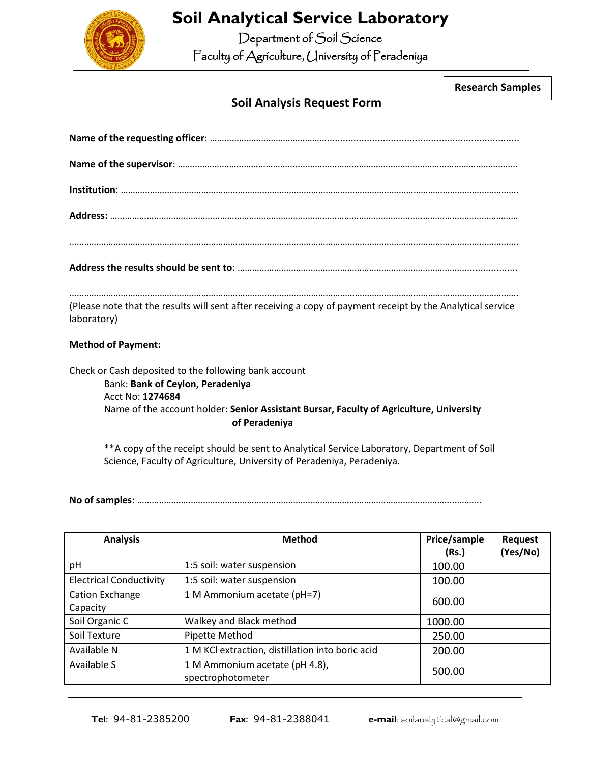# Soil Analytical Service Laboratory

Department of Soil Science

Faculty of Agriculture, University of Peradeniya

**Research Samples**

## Soil Analysis Request Form

**Name of the requesting officer**: ……………………………………………………………………………………………

**Name of the supervisor**: ……………………………………………………………………………………………

**Institution**: ……………………………………………………………………………………………

**Address:** ……………………………………………………………………………………………

……………………………………………………………………………………………

**Address the results should be sent to**: ……………………………………………………………………………………………

……………………………………………………………………………………………

(Please note that the results will sent after receiving a copy of payment receipt by the Analytical service laboratory)

**Method of Payment:**

Check or Cash deposited to the following bank account

Bank: **Bank of Ceylon, Peradeniya**

Acct No: **1274684**

Name of the account holder: **Senior Assistant Bursar, Faculty of Agriculture, University of Peradeniya**

**A copy of the receipt should be sent to Analytical Service Laboratory, Department of Soil Science, Faculty of Agriculture, University of Peradeniya, Peradeniya.

**No of samples**: ……………………………………………………………………………………………

| Analysis | Method | Price/sample (Rs.) | Request (Yes/No) |
|---|---|---|---|
| pH | 1:5 soil: water suspension | 100.00 | |
| Electrical Conductivity | 1:5 soil: water suspension | 100.00 | |
| Cation Exchange Capacity | 1 M Ammonium acetate (pH=7) | 600.00 | |
| Soil Organic C | Walkey and Black method | 1000.00 | |
| Soil Texture | Pipette Method | 250.00 | |
| Available N | 1 M KCl extraction, distillation into boric acid | 200.00 | |
| Available S | 1 M Ammonium acetate (pH 4.8), spectrophotometer | 500.00 | |

**Tel**: 94-81-2385200 **Fax**: 94-81-2388041 **e-mail**: soilanalytical@gmail.com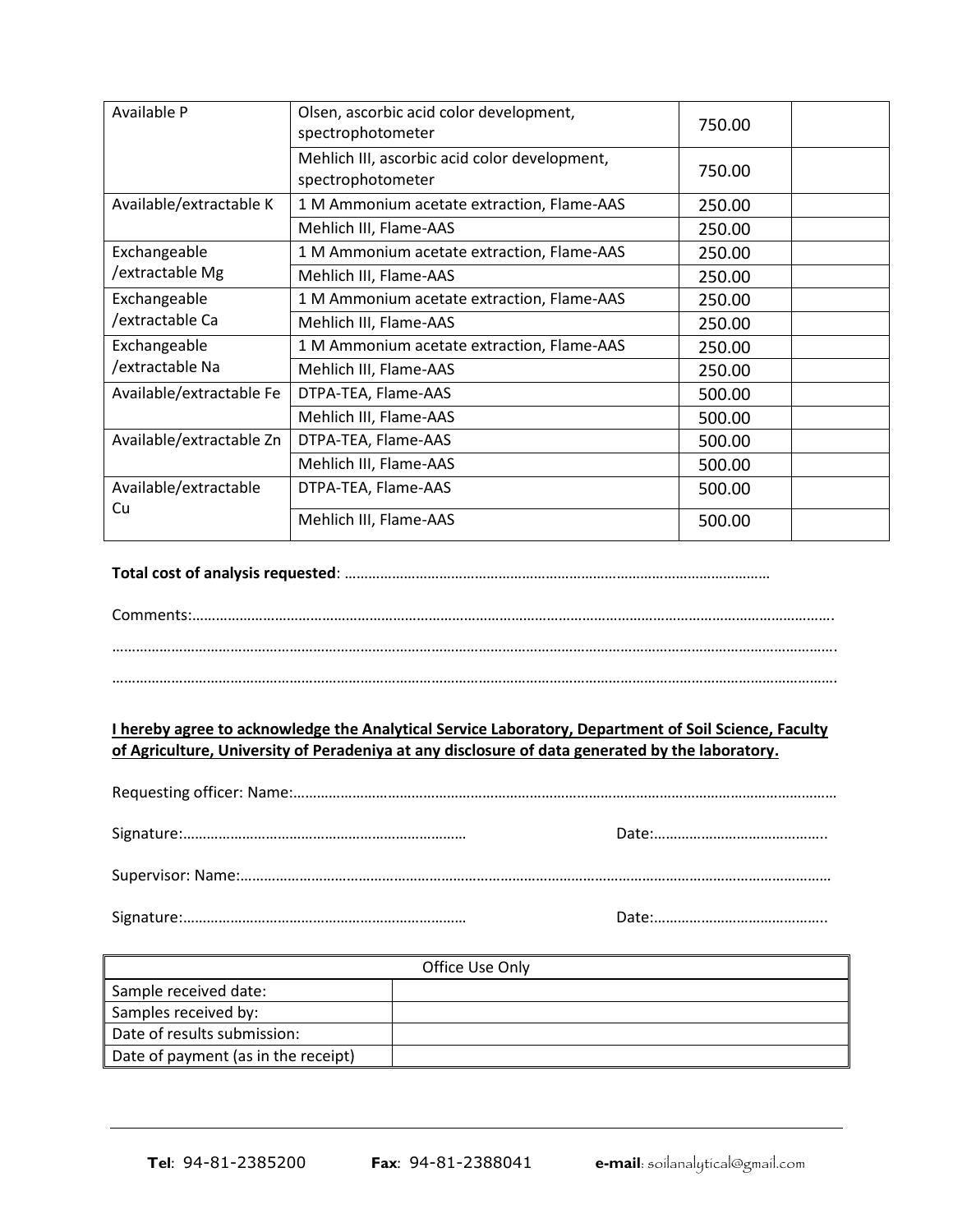| | | | |
|---|---|---|---|
| Available P | Olsen, ascorbic acid color development, spectrophotometer | 750.00 | |
| | Mehlich III, ascorbic acid color development, spectrophotometer | 750.00 | |
| Available/extractable K | 1 M Ammonium acetate extraction, Flame-AAS | 250.00 | |
| | Mehlich III, Flame-AAS | 250.00 | |
| Exchangeable /extractable Mg | 1 M Ammonium acetate extraction, Flame-AAS | 250.00 | |
| | Mehlich III, Flame-AAS | 250.00 | |
| Exchangeable /extractable Ca | 1 M Ammonium acetate extraction, Flame-AAS | 250.00 | |
| | Mehlich III, Flame-AAS | 250.00 | |
| Exchangeable /extractable Na | 1 M Ammonium acetate extraction, Flame-AAS | 250.00 | |
| | Mehlich III, Flame-AAS | 250.00 | |
| Available/extractable Fe | DTPA-TEA, Flame-AAS | 500.00 | |
| | Mehlich III, Flame-AAS | 500.00 | |
| Available/extractable Zn | DTPA-TEA, Flame-AAS | 500.00 | |
| | Mehlich III, Flame-AAS | 500.00 | |
| Available/extractable Cu | DTPA-TEA, Flame-AAS | 500.00 | |
| | Mehlich III, Flame-AAS | 500.00 | |

**Total cost of analysis requested**: ……………………………………………………………………………………………

Comments:…………………………………………………………………………………………………………………………………………….

…………………………………………………………………………………………………………………………………………………………….

…………………………………………………………………………………………………………………………………………………………….

**I hereby agree to acknowledge the Analytical Service Laboratory, Department of Soil Science, Faculty of Agriculture, University of Peradeniya at any disclosure of data generated by the laboratory.**

Requesting officer: Name:……………………………………………………………………………………………………………………

Signature:……………………………………………………………… Date:……………………………………..

Supervisor: Name:……………………………………………………………………………………………………………………………

Signature:……………………………………………………………… Date:……………………………………..

| Office Use Only | |
|---|---|
| Sample received date: | |
| Samples received by: | |
| Date of results submission: | |
| Date of payment (as in the receipt) | |

**Tel**: 94-81-2385200 **Fax**: 94-81-2388041 **e-mail**: soilanalytical@gmail.com